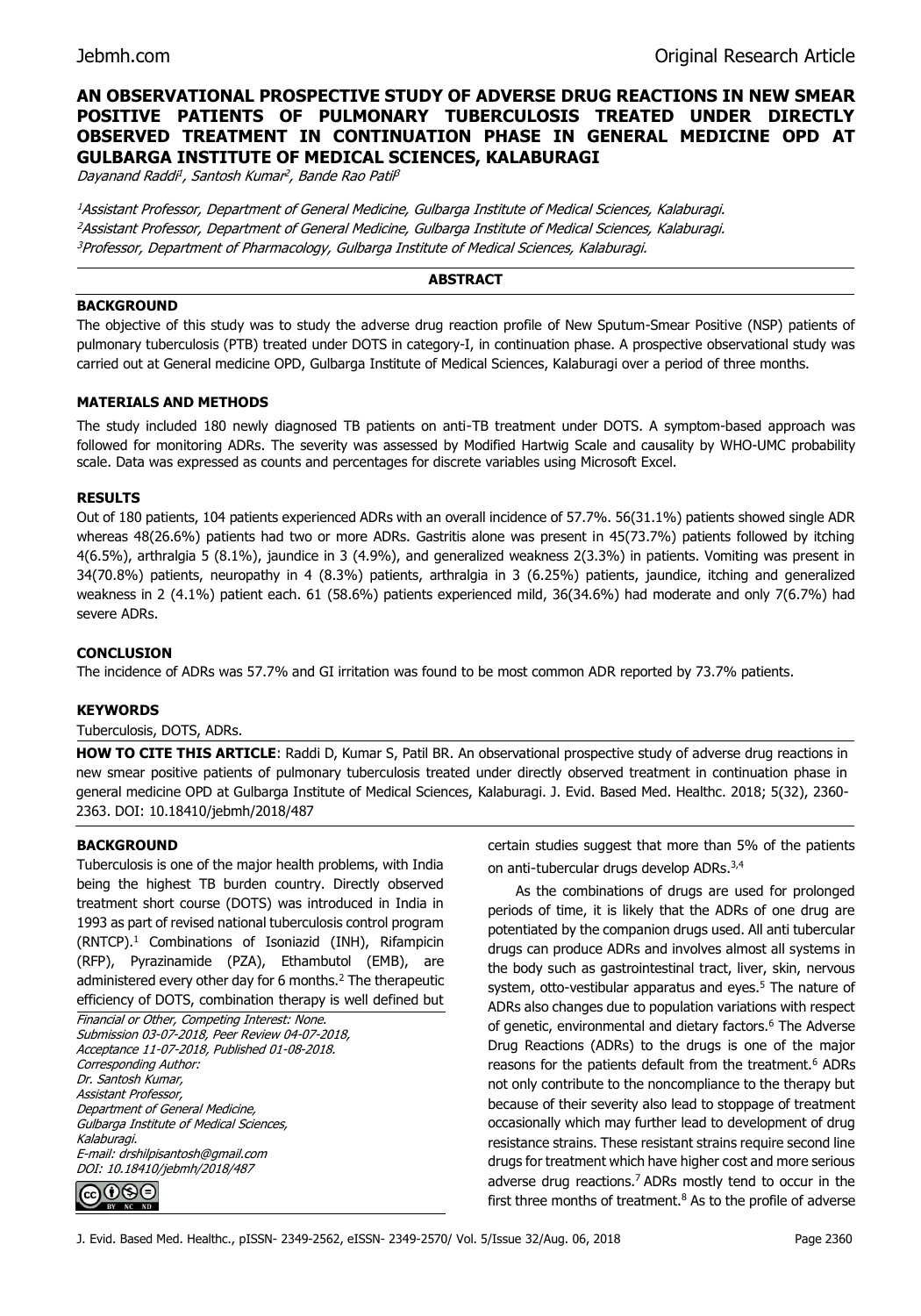Jebmh.com

Original Research Article

# AN OBSERVATIONAL PROSPECTIVE STUDY OF ADVERSE DRUG REACTIONS IN NEW SMEAR POSITIVE PATIENTS OF PULMONARY TUBERCULOSIS TREATED UNDER DIRECTLY OBSERVED TREATMENT IN CONTINUATION PHASE IN GENERAL MEDICINE OPD AT GULBARGA INSTITUTE OF MEDICAL SCIENCES, KALABURAGI

*Dayanand Raddi[1], Santosh Kumar[2], Bande Rao Patil[3]*

*[1]Assistant Professor, Department of General Medicine, Gulbarga Institute of Medical Sciences, Kalaburagi.*
*[2]Assistant Professor, Department of General Medicine, Gulbarga Institute of Medical Sciences, Kalaburagi.*
*[3]Professor, Department of Pharmacology, Gulbarga Institute of Medical Sciences, Kalaburagi.*

## ABSTRACT

### BACKGROUND

The objective of this study was to study the adverse drug reaction profile of New Sputum-Smear Positive (NSP) patients of pulmonary tuberculosis (PTB) treated under DOTS in category-I, in continuation phase. A prospective observational study was carried out at General medicine OPD, Gulbarga Institute of Medical Sciences, Kalaburagi over a period of three months.

### MATERIALS AND METHODS

The study included 180 newly diagnosed TB patients on anti-TB treatment under DOTS. A symptom-based approach was followed for monitoring ADRs. The severity was assessed by Modified Hartwig Scale and causality by WHO-UMC probability scale. Data was expressed as counts and percentages for discrete variables using Microsoft Excel.

### RESULTS

Out of 180 patients, 104 patients experienced ADRs with an overall incidence of 57.7%. 56(31.1%) patients showed single ADR whereas 48(26.6%) patients had two or more ADRs. Gastritis alone was present in 45(73.7%) patients followed by itching 4(6.5%), arthralgia 5 (8.1%), jaundice in 3 (4.9%), and generalized weakness 2(3.3%) in patients. Vomiting was present in 34(70.8%) patients, neuropathy in 4 (8.3%) patients, arthralgia in 3 (6.25%) patients, jaundice, itching and generalized weakness in 2 (4.1%) patient each. 61 (58.6%) patients experienced mild, 36(34.6%) had moderate and only 7(6.7%) had severe ADRs.

### CONCLUSION

The incidence of ADRs was 57.7% and GI irritation was found to be most common ADR reported by 73.7% patients.

### KEYWORDS

Tuberculosis, DOTS, ADRs.

**HOW TO CITE THIS ARTICLE**: Raddi D, Kumar S, Patil BR. An observational prospective study of adverse drug reactions in new smear positive patients of pulmonary tuberculosis treated under directly observed treatment in continuation phase in general medicine OPD at Gulbarga Institute of Medical Sciences, Kalaburagi. J. Evid. Based Med. Healthc. 2018; 5(32), 2360-2363. DOI: 10.18410/jebmh/2018/487

## BACKGROUND

Tuberculosis is one of the major health problems, with India being the highest TB burden country. Directly observed treatment short course (DOTS) was introduced in India in 1993 as part of revised national tuberculosis control program (RNTCP).[1] Combinations of Isoniazid (INH), Rifampicin (RFP), Pyrazinamide (PZA), Ethambutol (EMB), are administered every other day for 6 months.[2] The therapeutic efficiency of DOTS, combination therapy is well defined but certain studies suggest that more than 5% of the patients on anti-tubercular drugs develop ADRs.[3,4]

As the combinations of drugs are used for prolonged periods of time, it is likely that the ADRs of one drug are potentiated by the companion drugs used. All anti tubercular drugs can produce ADRs and involves almost all systems in the body such as gastrointestinal tract, liver, skin, nervous system, otto-vestibular apparatus and eyes.[5] The nature of ADRs also changes due to population variations with respect of genetic, environmental and dietary factors.[6] The Adverse Drug Reactions (ADRs) to the drugs is one of the major reasons for the patients default from the treatment.[6] ADRs not only contribute to the noncompliance to the therapy but because of their severity also lead to stoppage of treatment occasionally which may further lead to development of drug resistance strains. These resistant strains require second line drugs for treatment which have higher cost and more serious adverse drug reactions.[7] ADRs mostly tend to occur in the first three months of treatment.[8] As to the profile of adverse

*Financial or Other, Competing Interest: None.*
*Submission 03-07-2018, Peer Review 04-07-2018, Acceptance 11-07-2018, Published 01-08-2018.*
*Corresponding Author:*
*Dr. Santosh Kumar,*
*Assistant Professor,*
*Department of General Medicine,*
*Gulbarga Institute of Medical Sciences,*
*Kalaburagi.*
*E-mail: drshilpisantosh@gmail.com*
*DOI: 10.18410/jebmh/2018/487*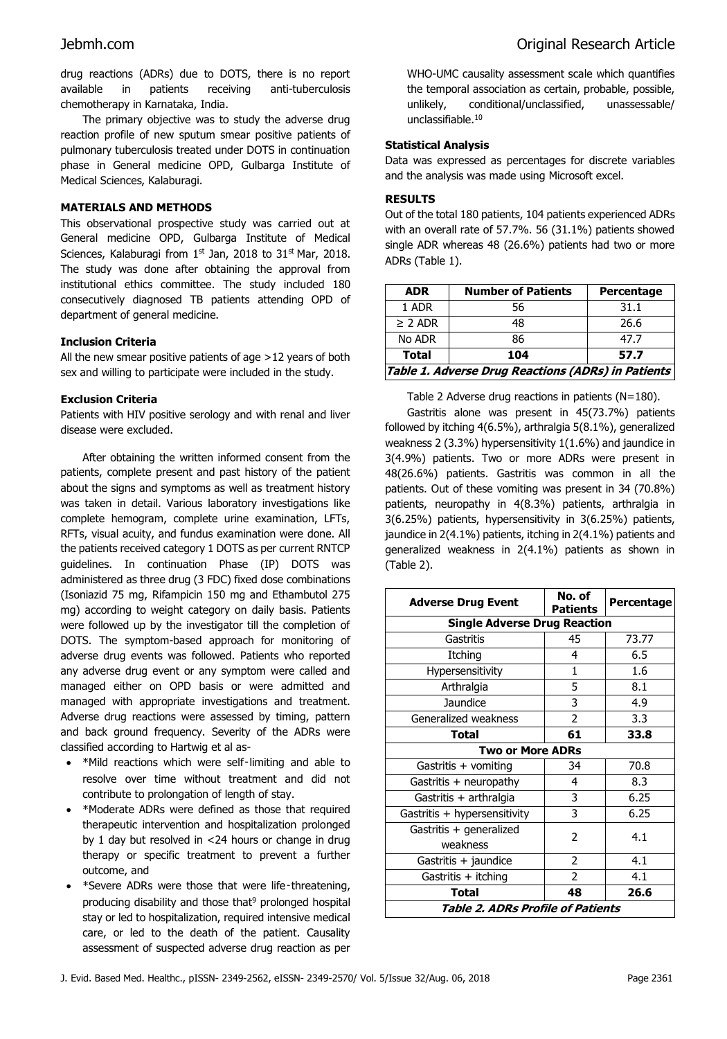drug reactions (ADRs) due to DOTS, there is no report available in patients receiving anti-tuberculosis chemotherapy in Karnataka, India.

The primary objective was to study the adverse drug reaction profile of new sputum smear positive patients of pulmonary tuberculosis treated under DOTS in continuation phase in General medicine OPD, Gulbarga Institute of Medical Sciences, Kalaburagi.

## MATERIALS AND METHODS

This observational prospective study was carried out at General medicine OPD, Gulbarga Institute of Medical Sciences, Kalaburagi from 1st Jan, 2018 to 31st Mar, 2018. The study was done after obtaining the approval from institutional ethics committee. The study included 180 consecutively diagnosed TB patients attending OPD of department of general medicine.

### Inclusion Criteria

All the new smear positive patients of age >12 years of both sex and willing to participate were included in the study.

### Exclusion Criteria

Patients with HIV positive serology and with renal and liver disease were excluded.

After obtaining the written informed consent from the patients, complete present and past history of the patient about the signs and symptoms as well as treatment history was taken in detail. Various laboratory investigations like complete hemogram, complete urine examination, LFTs, RFTs, visual acuity, and fundus examination were done. All the patients received category 1 DOTS as per current RNTCP guidelines. In continuation Phase (IP) DOTS was administered as three drug (3 FDC) fixed dose combinations (Isoniazid 75 mg, Rifampicin 150 mg and Ethambutol 275 mg) according to weight category on daily basis. Patients were followed up by the investigator till the completion of DOTS. The symptom-based approach for monitoring of adverse drug events was followed. Patients who reported any adverse drug event or any symptom were called and managed either on OPD basis or were admitted and managed with appropriate investigations and treatment. Adverse drug reactions were assessed by timing, pattern and back ground frequency. Severity of the ADRs were classified according to Hartwig et al as-

- *Mild reactions which were self-limiting and able to resolve over time without treatment and did not contribute to prolongation of length of stay.
- *Moderate ADRs were defined as those that required therapeutic intervention and hospitalization prolonged by 1 day but resolved in <24 hours or change in drug therapy or specific treatment to prevent a further outcome, and
- *Severe ADRs were those that were life-threatening, producing disability and those that[9] prolonged hospital stay or led to hospitalization, required intensive medical care, or led to the death of the patient. Causality assessment of suspected adverse drug reaction as per WHO-UMC causality assessment scale which quantifies the temporal association as certain, probable, possible, unlikely, conditional/unclassified, unassessable/ unclassifiable.[10]

### Statistical Analysis

Data was expressed as percentages for discrete variables and the analysis was made using Microsoft excel.

## RESULTS

Out of the total 180 patients, 104 patients experienced ADRs with an overall rate of 57.7%. 56 (31.1%) patients showed single ADR whereas 48 (26.6%) patients had two or more ADRs (Table 1).

| ADR | Number of Patients | Percentage |
|---|---|---|
| 1 ADR | 56 | 31.1 |
| ≥ 2 ADR | 48 | 26.6 |
| No ADR | 86 | 47.7 |
| **Total** | **104** | **57.7** |

***Table 1. Adverse Drug Reactions (ADRs) in Patients***

Table 2 Adverse drug reactions in patients (N=180).

Gastritis alone was present in 45(73.7%) patients followed by itching 4(6.5%), arthralgia 5(8.1%), generalized weakness 2 (3.3%) hypersensitivity 1(1.6%) and jaundice in 3(4.9%) patients. Two or more ADRs were present in 48(26.6%) patients. Gastritis was common in all the patients. Out of these vomiting was present in 34 (70.8%) patients, neuropathy in 4(8.3%) patients, arthralgia in 3(6.25%) patients, hypersensitivity in 3(6.25%) patients, jaundice in 2(4.1%) patients, itching in 2(4.1%) patients and generalized weakness in 2(4.1%) patients as shown in (Table 2).

| Adverse Drug Event | No. of Patients | Percentage |
|---|---|---|
| **Single Adverse Drug Reaction** | | |
| Gastritis | 45 | 73.77 |
| Itching | 4 | 6.5 |
| Hypersensitivity | 1 | 1.6 |
| Arthralgia | 5 | 8.1 |
| Jaundice | 3 | 4.9 |
| Generalized weakness | 2 | 3.3 |
| **Total** | **61** | **33.8** |
| **Two or More ADRs** | | |
| Gastritis + vomiting | 34 | 70.8 |
| Gastritis + neuropathy | 4 | 8.3 |
| Gastritis + arthralgia | 3 | 6.25 |
| Gastritis + hypersensitivity | 3 | 6.25 |
| Gastritis + generalized weakness | 2 | 4.1 |
| Gastritis + jaundice | 2 | 4.1 |
| Gastritis + itching | 2 | 4.1 |
| **Total** | **48** | **26.6** |

***Table 2. ADRs Profile of Patients***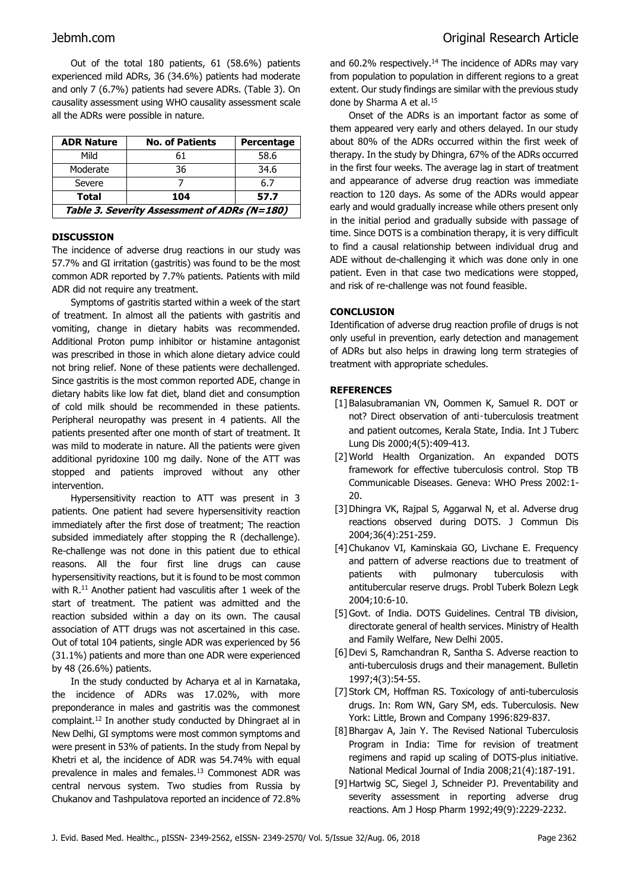Out of the total 180 patients, 61 (58.6%) patients experienced mild ADRs, 36 (34.6%) patients had moderate and only 7 (6.7%) patients had severe ADRs. (Table 3). On causality assessment using WHO causality assessment scale all the ADRs were possible in nature.

| ADR Nature | No. of Patients | Percentage |
|---|---|---|
| Mild | 61 | 58.6 |
| Moderate | 36 | 34.6 |
| Severe | 7 | 6.7 |
| **Total** | **104** | **57.7** |

***Table 3. Severity Assessment of ADRs (N=180)***

## DISCUSSION

The incidence of adverse drug reactions in our study was 57.7% and GI irritation (gastritis) was found to be the most common ADR reported by 7.7% patients. Patients with mild ADR did not require any treatment.

Symptoms of gastritis started within a week of the start of treatment. In almost all the patients with gastritis and vomiting, change in dietary habits was recommended. Additional Proton pump inhibitor or histamine antagonist was prescribed in those in which alone dietary advice could not bring relief. None of these patients were dechallenged. Since gastritis is the most common reported ADE, change in dietary habits like low fat diet, bland diet and consumption of cold milk should be recommended in these patients. Peripheral neuropathy was present in 4 patients. All the patients presented after one month of start of treatment. It was mild to moderate in nature. All the patients were given additional pyridoxine 100 mg daily. None of the ATT was stopped and patients improved without any other intervention.

Hypersensitivity reaction to ATT was present in 3 patients. One patient had severe hypersensitivity reaction immediately after the first dose of treatment; The reaction subsided immediately after stopping the R (dechallenge). Re-challenge was not done in this patient due to ethical reasons. All the four first line drugs can cause hypersensitivity reactions, but it is found to be most common with R.[11] Another patient had vasculitis after 1 week of the start of treatment. The patient was admitted and the reaction subsided within a day on its own. The causal association of ATT drugs was not ascertained in this case. Out of total 104 patients, single ADR was experienced by 56 (31.1%) patients and more than one ADR were experienced by 48 (26.6%) patients.

In the study conducted by Acharya et al in Karnataka, the incidence of ADRs was 17.02%, with more preponderance in males and gastritis was the commonest complaint.[12] In another study conducted by Dhingraet al in New Delhi, GI symptoms were most common symptoms and were present in 53% of patients. In the study from Nepal by Khetri et al, the incidence of ADR was 54.74% with equal prevalence in males and females.[13] Commonest ADR was central nervous system. Two studies from Russia by Chukanov and Tashpulatova reported an incidence of 72.8% and 60.2% respectively.[14] The incidence of ADRs may vary from population to population in different regions to a great extent. Our study findings are similar with the previous study done by Sharma A et al.[15]

Onset of the ADRs is an important factor as some of them appeared very early and others delayed. In our study about 80% of the ADRs occurred within the first week of therapy. In the study by Dhingra, 67% of the ADRs occurred in the first four weeks. The average lag in start of treatment and appearance of adverse drug reaction was immediate reaction to 120 days. As some of the ADRs would appear early and would gradually increase while others present only in the initial period and gradually subside with passage of time. Since DOTS is a combination therapy, it is very difficult to find a causal relationship between individual drug and ADE without de-challenging it which was done only in one patient. Even in that case two medications were stopped, and risk of re-challenge was not found feasible.

## CONCLUSION

Identification of adverse drug reaction profile of drugs is not only useful in prevention, early detection and management of ADRs but also helps in drawing long term strategies of treatment with appropriate schedules.

## REFERENCES

[1] Balasubramanian VN, Oommen K, Samuel R. DOT or not? Direct observation of anti-tuberculosis treatment and patient outcomes, Kerala State, India. Int J Tuberc Lung Dis 2000;4(5):409-413.

[2] World Health Organization. An expanded DOTS framework for effective tuberculosis control. Stop TB Communicable Diseases. Geneva: WHO Press 2002:1-20.

[3] Dhingra VK, Rajpal S, Aggarwal N, et al. Adverse drug reactions observed during DOTS. J Commun Dis 2004;36(4):251-259.

[4] Chukanov VI, Kaminskaia GO, Livchane E. Frequency and pattern of adverse reactions due to treatment of patients with pulmonary tuberculosis with antitubercular reserve drugs. Probl Tuberk Bolezn Legk 2004;10:6-10.

[5] Govt. of India. DOTS Guidelines. Central TB division, directorate general of health services. Ministry of Health and Family Welfare, New Delhi 2005.

[6] Devi S, Ramchandran R, Santha S. Adverse reaction to anti-tuberculosis drugs and their management. Bulletin 1997;4(3):54-55.

[7] Stork CM, Hoffman RS. Toxicology of anti-tuberculosis drugs. In: Rom WN, Gary SM, eds. Tuberculosis. New York: Little, Brown and Company 1996:829-837.

[8] Bhargav A, Jain Y. The Revised National Tuberculosis Program in India: Time for revision of treatment regimens and rapid up scaling of DOTS-plus initiative. National Medical Journal of India 2008;21(4):187-191.

[9] Hartwig SC, Siegel J, Schneider PJ. Preventability and severity assessment in reporting adverse drug reactions. Am J Hosp Pharm 1992;49(9):2229-2232.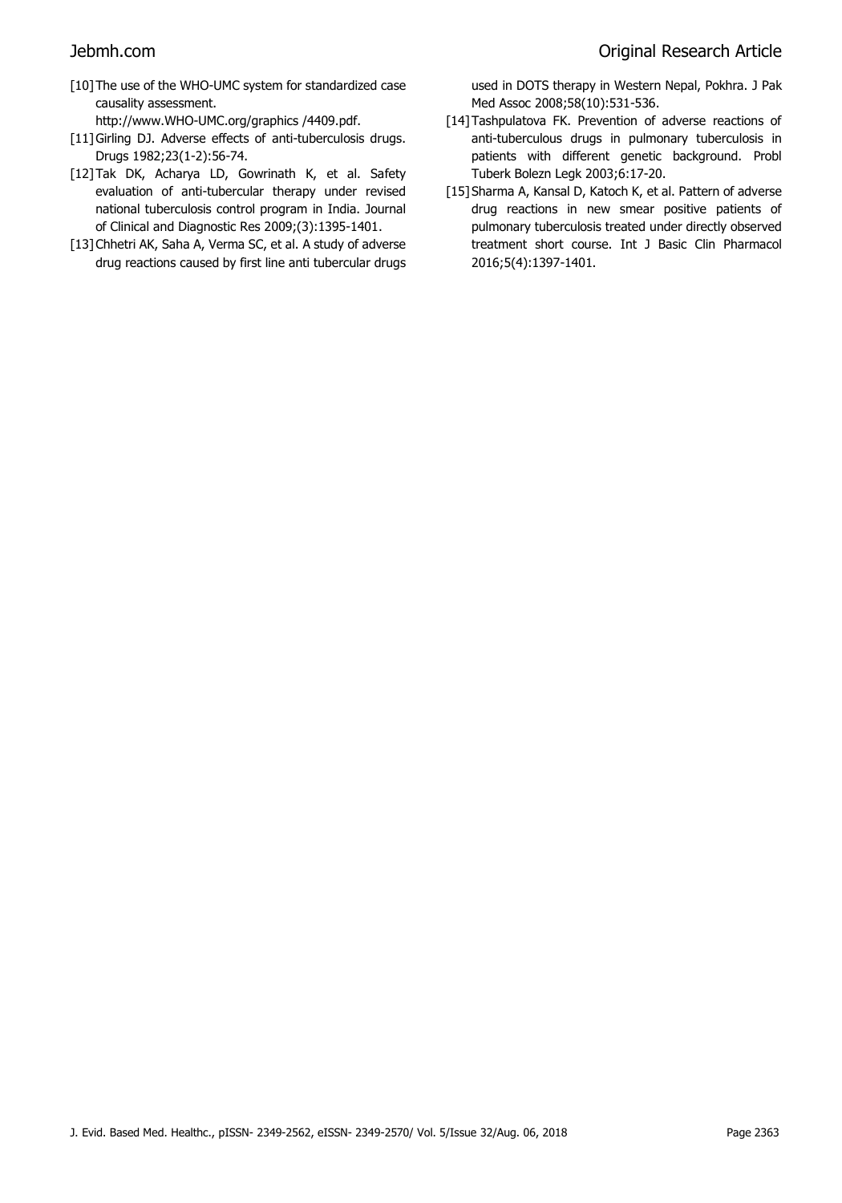[10] The use of the WHO-UMC system for standardized case causality assessment. http://www.WHO-UMC.org/graphics /4409.pdf.

[11] Girling DJ. Adverse effects of anti-tuberculosis drugs. Drugs 1982;23(1-2):56-74.

[12] Tak DK, Acharya LD, Gowrinath K, et al. Safety evaluation of anti-tubercular therapy under revised national tuberculosis control program in India. Journal of Clinical and Diagnostic Res 2009;(3):1395-1401.

[13] Chhetri AK, Saha A, Verma SC, et al. A study of adverse drug reactions caused by first line anti tubercular drugs used in DOTS therapy in Western Nepal, Pokhra. J Pak Med Assoc 2008;58(10):531-536.

[14] Tashpulatova FK. Prevention of adverse reactions of anti-tuberculous drugs in pulmonary tuberculosis in patients with different genetic background. Probl Tuberk Bolezn Legk 2003;6:17-20.

[15] Sharma A, Kansal D, Katoch K, et al. Pattern of adverse drug reactions in new smear positive patients of pulmonary tuberculosis treated under directly observed treatment short course. Int J Basic Clin Pharmacol 2016;5(4):1397-1401.